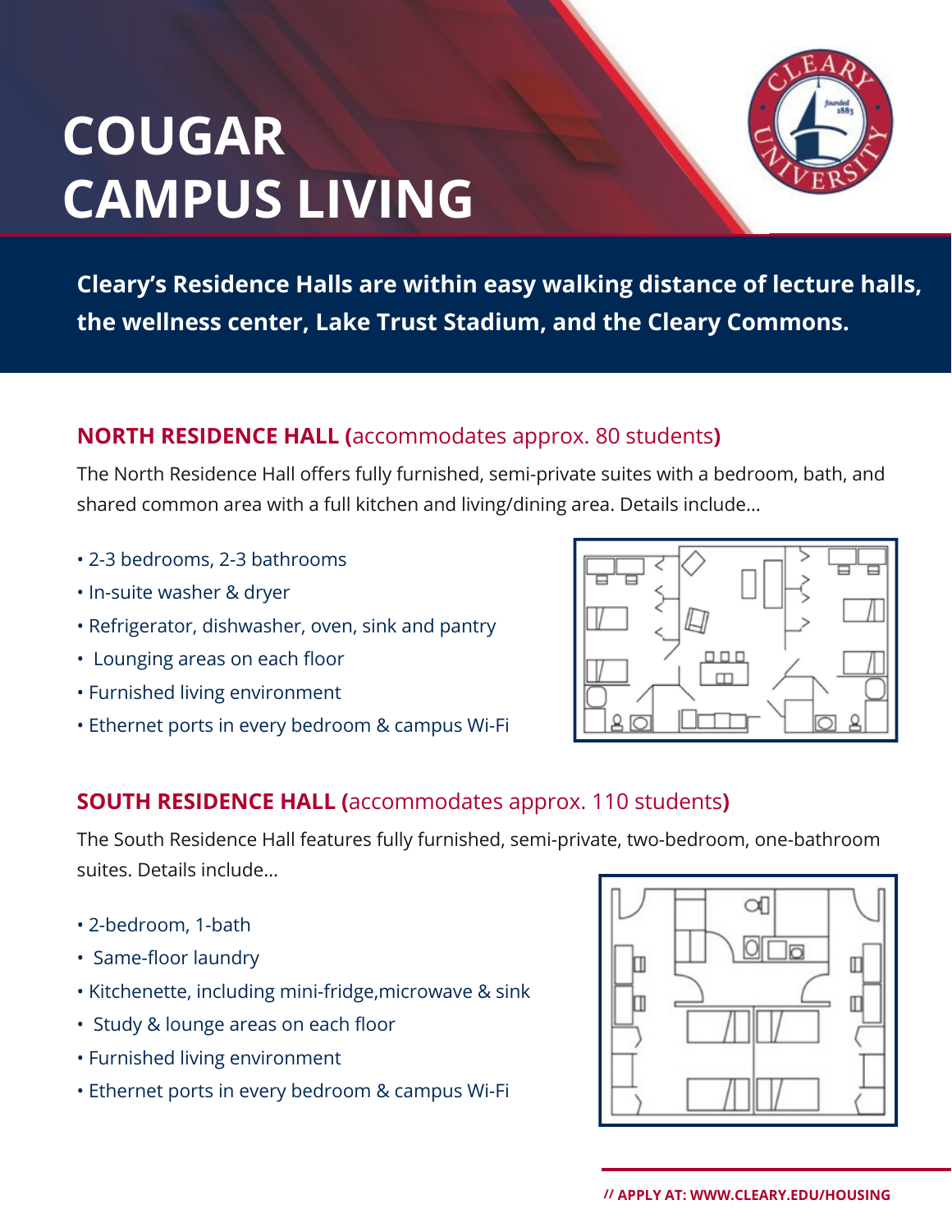# COUGAR CAMPUS LIVING

**Cleary's Residence Halls are within easy walking distance of lecture halls, the wellness center, Lake Trust Stadium, and the Cleary Commons.**

## NORTH RESIDENCE HALL (accommodates approx. 80 students)

The North Residence Hall offers fully furnished, semi-private suites with a bedroom, bath, and shared common area with a full kitchen and living/dining area. Details include...

- 2-3 bedrooms, 2-3 bathrooms
- In-suite washer & dryer
- Refrigerator, dishwasher, oven, sink and pantry
- Lounging areas on each floor
- Furnished living environment
- Ethernet ports in every bedroom & campus Wi-Fi

## SOUTH RESIDENCE HALL (accommodates approx. 110 students)

The South Residence Hall features fully furnished, semi-private, two-bedroom, one-bathroom suites. Details include...

- 2-bedroom, 1-bath
- Same-floor laundry
- Kitchenette, including mini-fridge,microwave & sink
- Study & lounge areas on each floor
- Furnished living environment
- Ethernet ports in every bedroom & campus Wi-Fi

**// APPLY AT: WWW.CLEARY.EDU/HOUSING**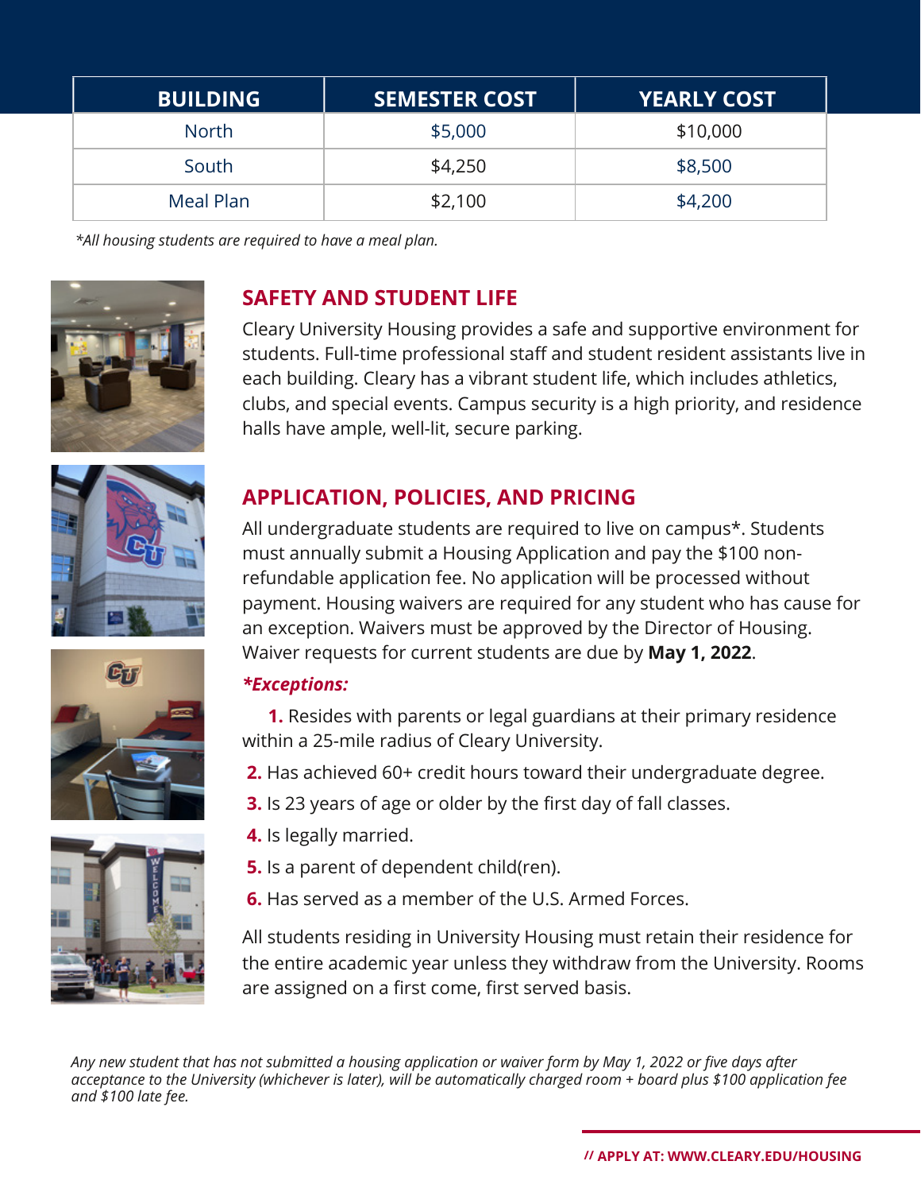| BUILDING | SEMESTER COST | YEARLY COST |
| --- | --- | --- |
| North | $5,000 | $10,000 |
| South | $4,250 | $8,500 |
| Meal Plan | $2,100 | $4,200 |

**All housing students are required to have a meal plan.*

## SAFETY AND STUDENT LIFE

Cleary University Housing provides a safe and supportive environment for students. Full-time professional staff and student resident assistants live in each building. Cleary has a vibrant student life, which includes athletics, clubs, and special events. Campus security is a high priority, and residence halls have ample, well-lit, secure parking.

## APPLICATION, POLICIES, AND PRICING

All undergraduate students are required to live on campus*. Students must annually submit a Housing Application and pay the $100 non-refundable application fee. No application will be processed without payment. Housing waivers are required for any student who has cause for an exception. Waivers must be approved by the Director of Housing. Waiver requests for current students are due by **May 1, 2022**.

***Exceptions:***

1. Resides with parents or legal guardians at their primary residence within a 25-mile radius of Cleary University.
2. Has achieved 60+ credit hours toward their undergraduate degree.
3. Is 23 years of age or older by the first day of fall classes.
4. Is legally married.
5. Is a parent of dependent child(ren).
6. Has served as a member of the U.S. Armed Forces.

All students residing in University Housing must retain their residence for the entire academic year unless they withdraw from the University. Rooms are assigned on a first come, first served basis.

*Any new student that has not submitted a housing application or waiver form by May 1, 2022 or five days after acceptance to the University (whichever is later), will be automatically charged room + board plus $100 application fee and $100 late fee.*

**// APPLY AT: WWW.CLEARY.EDU/HOUSING**